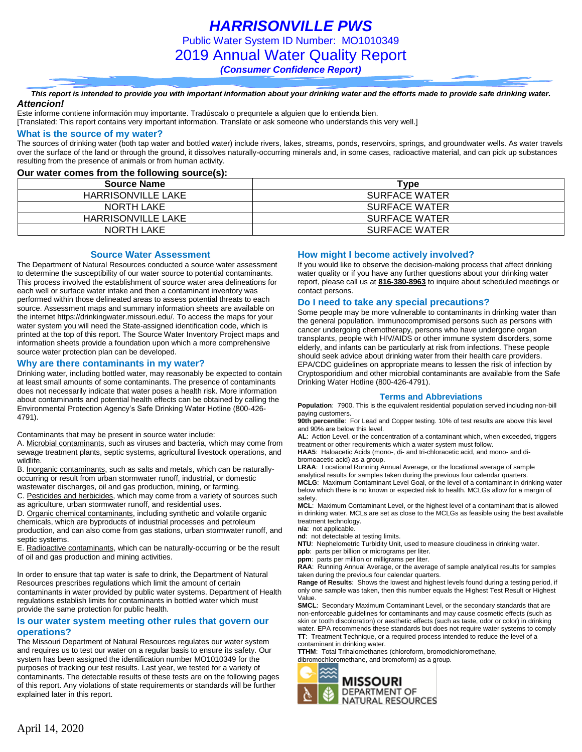# HARRISONVILLE PWS

Public Water System ID Number: MO1010349

## 2019 Annual Water Quality Report

***(Consumer Confidence Report)***

***This report is intended to provide you with important information about your drinking water and the efforts made to provide safe drinking water.***

***Attencion!***

Este informe contiene información muy importante. Tradúscalo o prequntele a alguien que lo entienda bien.
[Translated: This report contains very important information. Translate or ask someone who understands this very well.]

### What is the source of my water?

The sources of drinking water (both tap water and bottled water) include rivers, lakes, streams, ponds, reservoirs, springs, and groundwater wells. As water travels over the surface of the land or through the ground, it dissolves naturally-occurring minerals and, in some cases, radioactive material, and can pick up substances resulting from the presence of animals or from human activity.

**Our water comes from the following source(s):**

| Source Name | Type |
|---|---|
| HARRISONVILLE LAKE | SURFACE WATER |
| NORTH LAKE | SURFACE WATER |
| HARRISONVILLE LAKE | SURFACE WATER |
| NORTH LAKE | SURFACE WATER |

### Source Water Assessment

The Department of Natural Resources conducted a source water assessment to determine the susceptibility of our water source to potential contaminants. This process involved the establishment of source water area delineations for each well or surface water intake and then a contaminant inventory was performed within those delineated areas to assess potential threats to each source. Assessment maps and summary information sheets are available on the internet https://drinkingwater.missouri.edu/. To access the maps for your water system you will need the State-assigned identification code, which is printed at the top of this report. The Source Water Inventory Project maps and information sheets provide a foundation upon which a more comprehensive source water protection plan can be developed.

### Why are there contaminants in my water?

Drinking water, including bottled water, may reasonably be expected to contain at least small amounts of some contaminants. The presence of contaminants does not necessarily indicate that water poses a health risk. More information about contaminants and potential health effects can be obtained by calling the Environmental Protection Agency's Safe Drinking Water Hotline (800-426-4791).

Contaminants that may be present in source water include:

A. Microbial contaminants, such as viruses and bacteria, which may come from sewage treatment plants, septic systems, agricultural livestock operations, and wildlife.

B. Inorganic contaminants, such as salts and metals, which can be naturally-occurring or result from urban stormwater runoff, industrial, or domestic wastewater discharges, oil and gas production, mining, or farming.

C. Pesticides and herbicides, which may come from a variety of sources such as agriculture, urban stormwater runoff, and residential uses.

D. Organic chemical contaminants, including synthetic and volatile organic chemicals, which are byproducts of industrial processes and petroleum production, and can also come from gas stations, urban stormwater runoff, and septic systems.

E. Radioactive contaminants, which can be naturally-occurring or be the result of oil and gas production and mining activities.

In order to ensure that tap water is safe to drink, the Department of Natural Resources prescribes regulations which limit the amount of certain contaminants in water provided by public water systems. Department of Health regulations establish limits for contaminants in bottled water which must provide the same protection for public health.

### Is our water system meeting other rules that govern our operations?

The Missouri Department of Natural Resources regulates our water system and requires us to test our water on a regular basis to ensure its safety. Our system has been assigned the identification number MO1010349 for the purposes of tracking our test results. Last year, we tested for a variety of contaminants. The detectable results of these tests are on the following pages of this report. Any violations of state requirements or standards will be further explained later in this report.

### How might I become actively involved?

If you would like to observe the decision-making process that affect drinking water quality or if you have any further questions about your drinking water report, please call us at **816-380-8963** to inquire about scheduled meetings or contact persons.

### Do I need to take any special precautions?

Some people may be more vulnerable to contaminants in drinking water than the general population. Immunocompromised persons such as persons with cancer undergoing chemotherapy, persons who have undergone organ transplants, people with HIV/AIDS or other immune system disorders, some elderly, and infants can be particularly at risk from infections. These people should seek advice about drinking water from their health care providers. EPA/CDC guidelines on appropriate means to lessen the risk of infection by Cryptosporidium and other microbial contaminants are available from the Safe Drinking Water Hotline (800-426-4791).

### Terms and Abbreviations

**Population**: 7900. This is the equivalent residential population served including non-bill paying customers.

**90th percentile**: For Lead and Copper testing. 10% of test results are above this level and 90% are below this level.

**AL**: Action Level, or the concentration of a contaminant which, when exceeded, triggers treatment or other requirements which a water system must follow.

**HAA5**: Haloacetic Acids (mono-, di- and tri-chloracetic acid, and mono- and di-bromoacetic acid) as a group.

**LRAA**: Locational Running Annual Average, or the locational average of sample analytical results for samples taken during the previous four calendar quarters.

**MCLG**: Maximum Contaminant Level Goal, or the level of a contaminant in drinking water below which there is no known or expected risk to health. MCLGs allow for a margin of safety.

**MCL**: Maximum Contaminant Level, or the highest level of a contaminant that is allowed in drinking water. MCLs are set as close to the MCLGs as feasible using the best available treatment technology.

**n/a**: not applicable.

**nd**: not detectable at testing limits.

**NTU**: Nephelometric Turbidity Unit, used to measure cloudiness in drinking water.

**ppb**: parts per billion or micrograms per liter.

**ppm**: parts per million or milligrams per liter.

**RAA**: Running Annual Average, or the average of sample analytical results for samples taken during the previous four calendar quarters.

**Range of Results**: Shows the lowest and highest levels found during a testing period, if only one sample was taken, then this number equals the Highest Test Result or Highest Value.

**SMCL**: Secondary Maximum Contaminant Level, or the secondary standards that are non-enforceable guidelines for contaminants and may cause cosmetic effects (such as skin or tooth discoloration) or aesthetic effects (such as taste, odor or color) in drinking water. EPA recommends these standards but does not require water systems to comply

**TT**: Treatment Technique, or a required process intended to reduce the level of a contaminant in drinking water.

**TTHM**: Total Trihalomethanes (chloroform, bromodichloromethane, dibromochloromethane, and bromoform) as a group.

MISSOURI DEPARTMENT OF NATURAL RESOURCES

April 14, 2020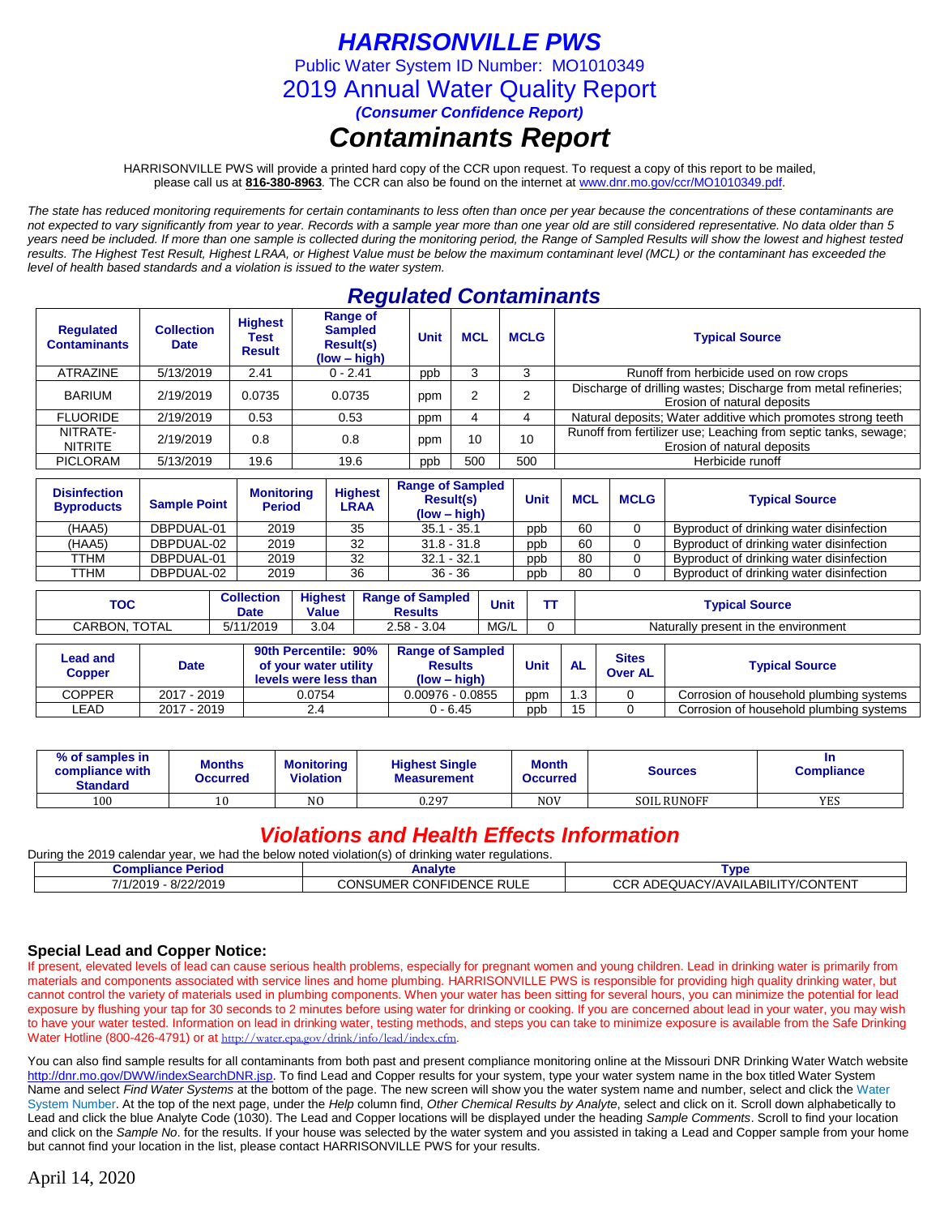# *HARRISONVILLE PWS*

Public Water System ID Number: MO1010349

2019 Annual Water Quality Report

***(Consumer Confidence Report)***

# *Contaminants Report*

HARRISONVILLE PWS will provide a printed hard copy of the CCR upon request. To request a copy of this report to be mailed, please call us at **816-380-8963**. The CCR can also be found on the internet at www.dnr.mo.gov/ccr/MO1010349.pdf.

*The state has reduced monitoring requirements for certain contaminants to less often than once per year because the concentrations of these contaminants are not expected to vary significantly from year to year. Records with a sample year more than one year old are still considered representative. No data older than 5 years need be included. If more than one sample is collected during the monitoring period, the Range of Sampled Results will show the lowest and highest tested results. The Highest Test Result, Highest LRAA, or Highest Value must be below the maximum contaminant level (MCL) or the contaminant has exceeded the level of health based standards and a violation is issued to the water system.*

## *Regulated Contaminants*

| Regulated Contaminants | Collection Date | Highest Test Result | Range of Sampled Result(s) (low – high) | Unit | MCL | MCLG | Typical Source |
|---|---|---|---|---|---|---|---|
| ATRAZINE | 5/13/2019 | 2.41 | 0 - 2.41 | ppb | 3 | 3 | Runoff from herbicide used on row crops |
| BARIUM | 2/19/2019 | 0.0735 | 0.0735 | ppm | 2 | 2 | Discharge of drilling wastes; Discharge from metal refineries; Erosion of natural deposits |
| FLUORIDE | 2/19/2019 | 0.53 | 0.53 | ppm | 4 | 4 | Natural deposits; Water additive which promotes strong teeth |
| NITRATE-NITRITE | 2/19/2019 | 0.8 | 0.8 | ppm | 10 | 10 | Runoff from fertilizer use; Leaching from septic tanks, sewage; Erosion of natural deposits |
| PICLORAM | 5/13/2019 | 19.6 | 19.6 | ppb | 500 | 500 | Herbicide runoff |

| Disinfection Byproducts | Sample Point | Monitoring Period | Highest LRAA | Range of Sampled Result(s) (low – high) | Unit | MCL | MCLG | Typical Source |
|---|---|---|---|---|---|---|---|---|
| (HAA5) | DBPDUAL-01 | 2019 | 35 | 35.1 - 35.1 | ppb | 60 | 0 | Byproduct of drinking water disinfection |
| (HAA5) | DBPDUAL-02 | 2019 | 32 | 31.8 - 31.8 | ppb | 60 | 0 | Byproduct of drinking water disinfection |
| TTHM | DBPDUAL-01 | 2019 | 32 | 32.1 - 32.1 | ppb | 80 | 0 | Byproduct of drinking water disinfection |
| TTHM | DBPDUAL-02 | 2019 | 36 | 36 - 36 | ppb | 80 | 0 | Byproduct of drinking water disinfection |

| TOC | Collection Date | Highest Value | Range of Sampled Results | Unit | TT | Typical Source |
|---|---|---|---|---|---|---|
| CARBON, TOTAL | 5/11/2019 | 3.04 | 2.58 - 3.04 | MG/L | 0 | Naturally present in the environment |

| Lead and Copper | Date | 90th Percentile: 90% of your water utility levels were less than | Range of Sampled Results (low – high) | Unit | AL | Sites Over AL | Typical Source |
|---|---|---|---|---|---|---|---|
| COPPER | 2017 - 2019 | 0.0754 | 0.00976 - 0.0855 | ppm | 1.3 | 0 | Corrosion of household plumbing systems |
| LEAD | 2017 - 2019 | 2.4 | 0 - 6.45 | ppb | 15 | 0 | Corrosion of household plumbing systems |

| % of samples in compliance with Standard | Months Occurred | Monitoring Violation | Highest Single Measurement | Month Occurred | Sources | In Compliance |
|---|---|---|---|---|---|---|
| 100 | 10 | NO | 0.297 | NOV | SOIL RUNOFF | YES |

## *Violations and Health Effects Information*

During the 2019 calendar year, we had the below noted violation(s) of drinking water regulations.

| Compliance Period | Analyte | Type |
|---|---|---|
| 7/1/2019 - 8/22/2019 | CONSUMER CONFIDENCE RULE | CCR ADEQUACY/AVAILABILITY/CONTENT |

### Special Lead and Copper Notice:

If present, elevated levels of lead can cause serious health problems, especially for pregnant women and young children. Lead in drinking water is primarily from materials and components associated with service lines and home plumbing. HARRISONVILLE PWS is responsible for providing high quality drinking water, but cannot control the variety of materials used in plumbing components. When your water has been sitting for several hours, you can minimize the potential for lead exposure by flushing your tap for 30 seconds to 2 minutes before using water for drinking or cooking. If you are concerned about lead in your water, you may wish to have your water tested. Information on lead in drinking water, testing methods, and steps you can take to minimize exposure is available from the Safe Drinking Water Hotline (800-426-4791) or at http://water.epa.gov/drink/info/lead/index.cfm.

You can also find sample results for all contaminants from both past and present compliance monitoring online at the Missouri DNR Drinking Water Watch website http://dnr.mo.gov/DWW/indexSearchDNR.jsp. To find Lead and Copper results for your system, type your water system name in the box titled Water System Name and select *Find Water Systems* at the bottom of the page. The new screen will show you the water system name and number, select and click the Water System Number. At the top of the next page, under the *Help* column find, *Other Chemical Results by Analyte*, select and click on it. Scroll down alphabetically to Lead and click the blue Analyte Code (1030). The Lead and Copper locations will be displayed under the heading *Sample Comments*. Scroll to find your location and click on the *Sample No*. for the results. If your house was selected by the water system and you assisted in taking a Lead and Copper sample from your home but cannot find your location in the list, please contact HARRISONVILLE PWS for your results.

April 14, 2020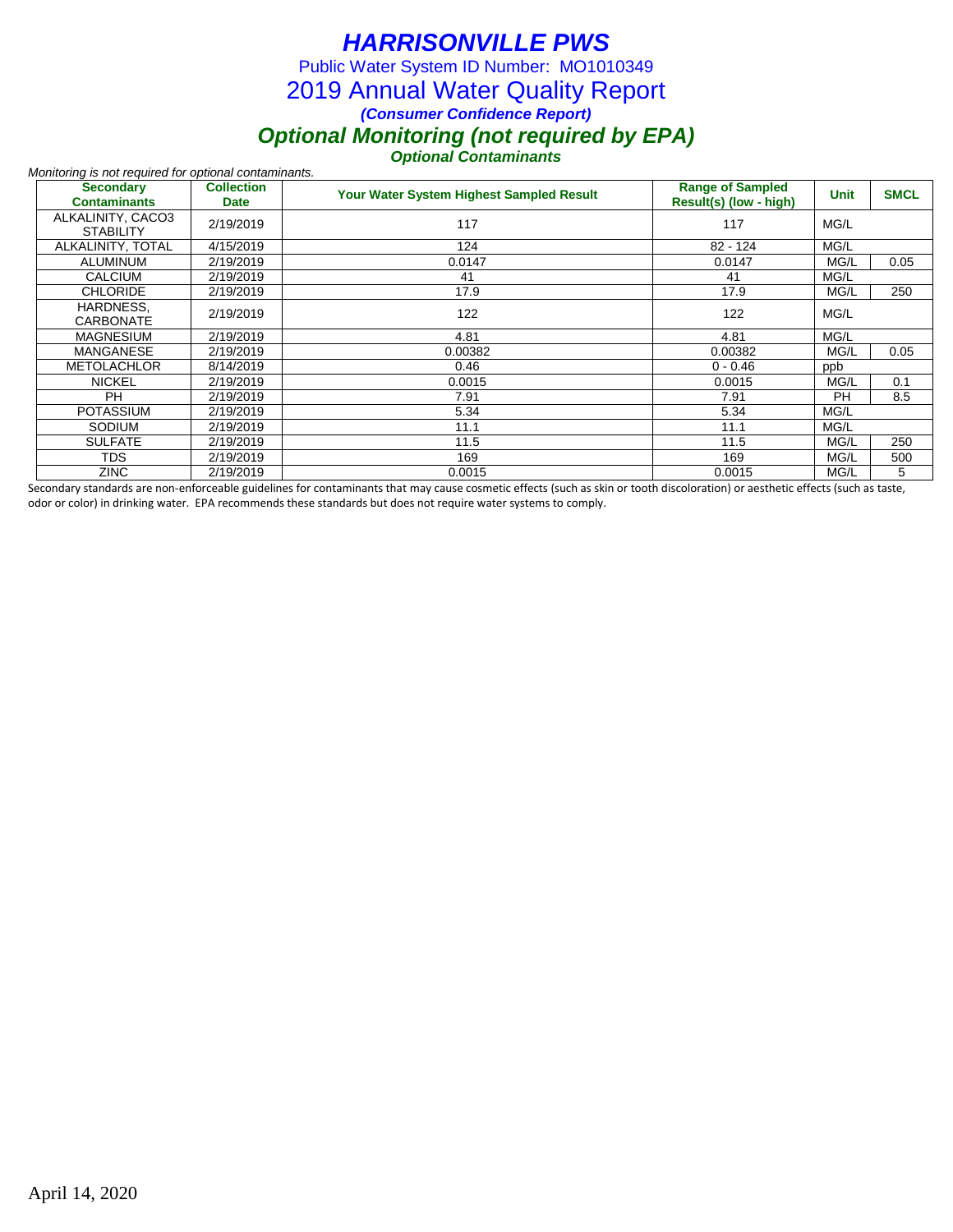# HARRISONVILLE PWS

Public Water System ID Number: MO1010349

## 2019 Annual Water Quality Report

***(Consumer Confidence Report)***

## *Optional Monitoring (not required by EPA)*

***Optional Contaminants***

*Monitoring is not required for optional contaminants.*

| Secondary Contaminants | Collection Date | Your Water System Highest Sampled Result | Range of Sampled Result(s) (low - high) | Unit | SMCL |
|---|---|---|---|---|---|
| ALKALINITY, CACO3 STABILITY | 2/19/2019 | 117 | 117 | MG/L | |
| ALKALINITY, TOTAL | 4/15/2019 | 124 | 82 - 124 | MG/L | |
| ALUMINUM | 2/19/2019 | 0.0147 | 0.0147 | MG/L | 0.05 |
| CALCIUM | 2/19/2019 | 41 | 41 | MG/L | |
| CHLORIDE | 2/19/2019 | 17.9 | 17.9 | MG/L | 250 |
| HARDNESS, CARBONATE | 2/19/2019 | 122 | 122 | MG/L | |
| MAGNESIUM | 2/19/2019 | 4.81 | 4.81 | MG/L | |
| MANGANESE | 2/19/2019 | 0.00382 | 0.00382 | MG/L | 0.05 |
| METOLACHLOR | 8/14/2019 | 0.46 | 0 - 0.46 | ppb | |
| NICKEL | 2/19/2019 | 0.0015 | 0.0015 | MG/L | 0.1 |
| PH | 2/19/2019 | 7.91 | 7.91 | PH | 8.5 |
| POTASSIUM | 2/19/2019 | 5.34 | 5.34 | MG/L | |
| SODIUM | 2/19/2019 | 11.1 | 11.1 | MG/L | |
| SULFATE | 2/19/2019 | 11.5 | 11.5 | MG/L | 250 |
| TDS | 2/19/2019 | 169 | 169 | MG/L | 500 |
| ZINC | 2/19/2019 | 0.0015 | 0.0015 | MG/L | 5 |

Secondary standards are non-enforceable guidelines for contaminants that may cause cosmetic effects (such as skin or tooth discoloration) or aesthetic effects (such as taste, odor or color) in drinking water. EPA recommends these standards but does not require water systems to comply.

April 14, 2020